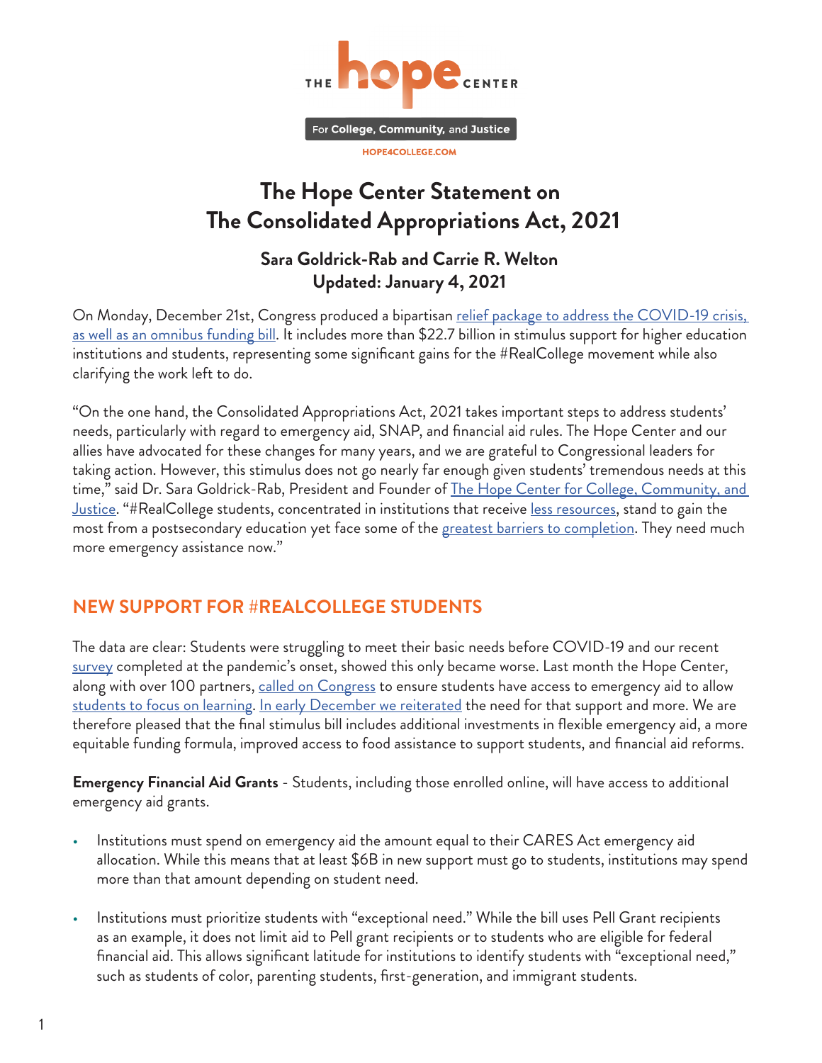THE hope CENTER

For College, Community, and Justice

HOPE4COLLEGE.COM

# The Hope Center Statement on The Consolidated Appropriations Act, 2021

### Sara Goldrick-Rab and Carrie R. Welton
### Updated: January 4, 2021

On Monday, December 21st, Congress produced a bipartisan relief package to address the COVID-19 crisis, as well as an omnibus funding bill. It includes more than $22.7 billion in stimulus support for higher education institutions and students, representing some significant gains for the #RealCollege movement while also clarifying the work left to do.

"On the one hand, the Consolidated Appropriations Act, 2021 takes important steps to address students' needs, particularly with regard to emergency aid, SNAP, and financial aid rules. The Hope Center and our allies have advocated for these changes for many years, and we are grateful to Congressional leaders for taking action. However, this stimulus does not go nearly far enough given students' tremendous needs at this time," said Dr. Sara Goldrick-Rab, President and Founder of The Hope Center for College, Community, and Justice. "#RealCollege students, concentrated in institutions that receive less resources, stand to gain the most from a postsecondary education yet face some of the greatest barriers to completion. They need much more emergency assistance now."

## NEW SUPPORT FOR #REALCOLLEGE STUDENTS

The data are clear: Students were struggling to meet their basic needs before COVID-19 and our recent survey completed at the pandemic's onset, showed this only became worse. Last month the Hope Center, along with over 100 partners, called on Congress to ensure students have access to emergency aid to allow students to focus on learning. In early December we reiterated the need for that support and more. We are therefore pleased that the final stimulus bill includes additional investments in flexible emergency aid, a more equitable funding formula, improved access to food assistance to support students, and financial aid reforms.

**Emergency Financial Aid Grants** - Students, including those enrolled online, will have access to additional emergency aid grants.

- Institutions must spend on emergency aid the amount equal to their CARES Act emergency aid allocation. While this means that at least $6B in new support must go to students, institutions may spend more than that amount depending on student need.
- Institutions must prioritize students with "exceptional need." While the bill uses Pell Grant recipients as an example, it does not limit aid to Pell grant recipients or to students who are eligible for federal financial aid. This allows significant latitude for institutions to identify students with "exceptional need," such as students of color, parenting students, first-generation, and immigrant students.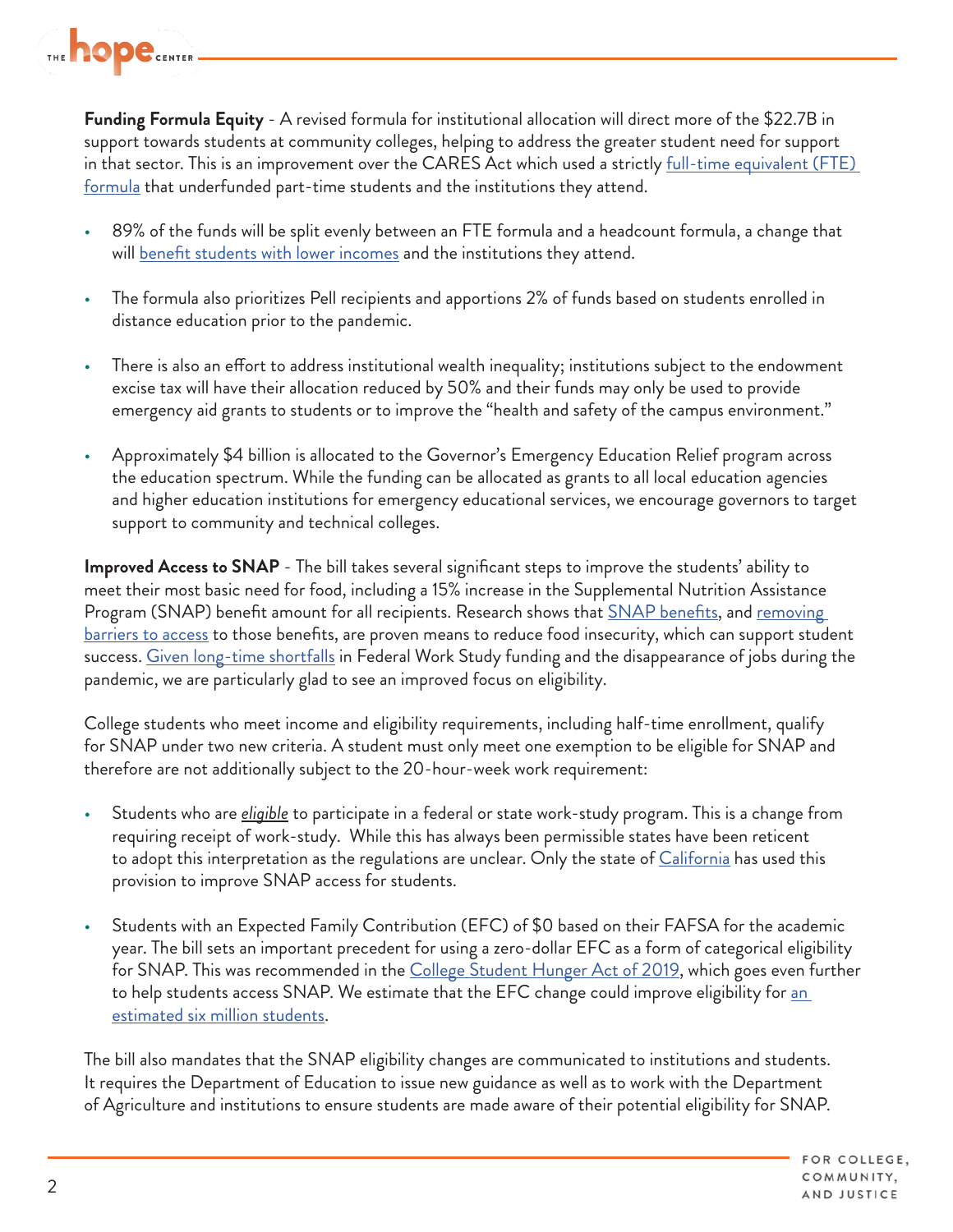**Funding Formula Equity** - A revised formula for institutional allocation will direct more of the $22.7B in support towards students at community colleges, helping to address the greater student need for support in that sector. This is an improvement over the CARES Act which used a strictly full-time equivalent (FTE) formula that underfunded part-time students and the institutions they attend.

- 89% of the funds will be split evenly between an FTE formula and a headcount formula, a change that will benefit students with lower incomes and the institutions they attend.
- The formula also prioritizes Pell recipients and apportions 2% of funds based on students enrolled in distance education prior to the pandemic.
- There is also an effort to address institutional wealth inequality; institutions subject to the endowment excise tax will have their allocation reduced by 50% and their funds may only be used to provide emergency aid grants to students or to improve the "health and safety of the campus environment."
- Approximately $4 billion is allocated to the Governor's Emergency Education Relief program across the education spectrum. While the funding can be allocated as grants to all local education agencies and higher education institutions for emergency educational services, we encourage governors to target support to community and technical colleges.

**Improved Access to SNAP** - The bill takes several significant steps to improve the students' ability to meet their most basic need for food, including a 15% increase in the Supplemental Nutrition Assistance Program (SNAP) benefit amount for all recipients. Research shows that SNAP benefits, and removing barriers to access to those benefits, are proven means to reduce food insecurity, which can support student success. Given long-time shortfalls in Federal Work Study funding and the disappearance of jobs during the pandemic, we are particularly glad to see an improved focus on eligibility.

College students who meet income and eligibility requirements, including half-time enrollment, qualify for SNAP under two new criteria. A student must only meet one exemption to be eligible for SNAP and therefore are not additionally subject to the 20-hour-week work requirement:

- Students who are *eligible* to participate in a federal or state work-study program. This is a change from requiring receipt of work-study. While this has always been permissible states have been reticent to adopt this interpretation as the regulations are unclear. Only the state of California has used this provision to improve SNAP access for students.
- Students with an Expected Family Contribution (EFC) of $0 based on their FAFSA for the academic year. The bill sets an important precedent for using a zero-dollar EFC as a form of categorical eligibility for SNAP. This was recommended in the College Student Hunger Act of 2019, which goes even further to help students access SNAP. We estimate that the EFC change could improve eligibility for an estimated six million students.

The bill also mandates that the SNAP eligibility changes are communicated to institutions and students. It requires the Department of Education to issue new guidance as well as to work with the Department of Agriculture and institutions to ensure students are made aware of their potential eligibility for SNAP.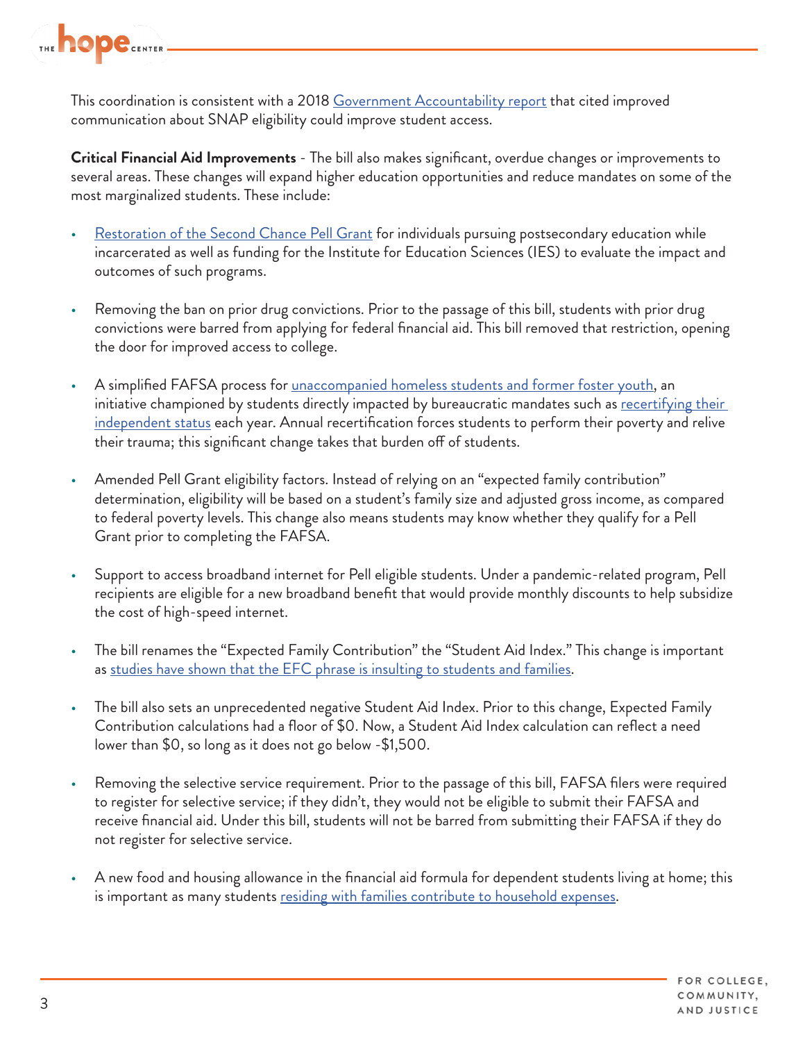This coordination is consistent with a 2018 Government Accountability report that cited improved communication about SNAP eligibility could improve student access.

**Critical Financial Aid Improvements** - The bill also makes significant, overdue changes or improvements to several areas. These changes will expand higher education opportunities and reduce mandates on some of the most marginalized students. These include:

- Restoration of the Second Chance Pell Grant for individuals pursuing postsecondary education while incarcerated as well as funding for the Institute for Education Sciences (IES) to evaluate the impact and outcomes of such programs.

- Removing the ban on prior drug convictions. Prior to the passage of this bill, students with prior drug convictions were barred from applying for federal financial aid. This bill removed that restriction, opening the door for improved access to college.

- A simplified FAFSA process for unaccompanied homeless students and former foster youth, an initiative championed by students directly impacted by bureaucratic mandates such as recertifying their independent status each year. Annual recertification forces students to perform their poverty and relive their trauma; this significant change takes that burden off of students.

- Amended Pell Grant eligibility factors. Instead of relying on an "expected family contribution" determination, eligibility will be based on a student's family size and adjusted gross income, as compared to federal poverty levels. This change also means students may know whether they qualify for a Pell Grant prior to completing the FAFSA.

- Support to access broadband internet for Pell eligible students. Under a pandemic-related program, Pell recipients are eligible for a new broadband benefit that would provide monthly discounts to help subsidize the cost of high-speed internet.

- The bill renames the "Expected Family Contribution" the "Student Aid Index." This change is important as studies have shown that the EFC phrase is insulting to students and families.

- The bill also sets an unprecedented negative Student Aid Index. Prior to this change, Expected Family Contribution calculations had a floor of $0. Now, a Student Aid Index calculation can reflect a need lower than $0, so long as it does not go below -$1,500.

- Removing the selective service requirement. Prior to the passage of this bill, FAFSA filers were required to register for selective service; if they didn't, they would not be eligible to submit their FAFSA and receive financial aid. Under this bill, students will not be barred from submitting their FAFSA if they do not register for selective service.

- A new food and housing allowance in the financial aid formula for dependent students living at home; this is important as many students residing with families contribute to household expenses.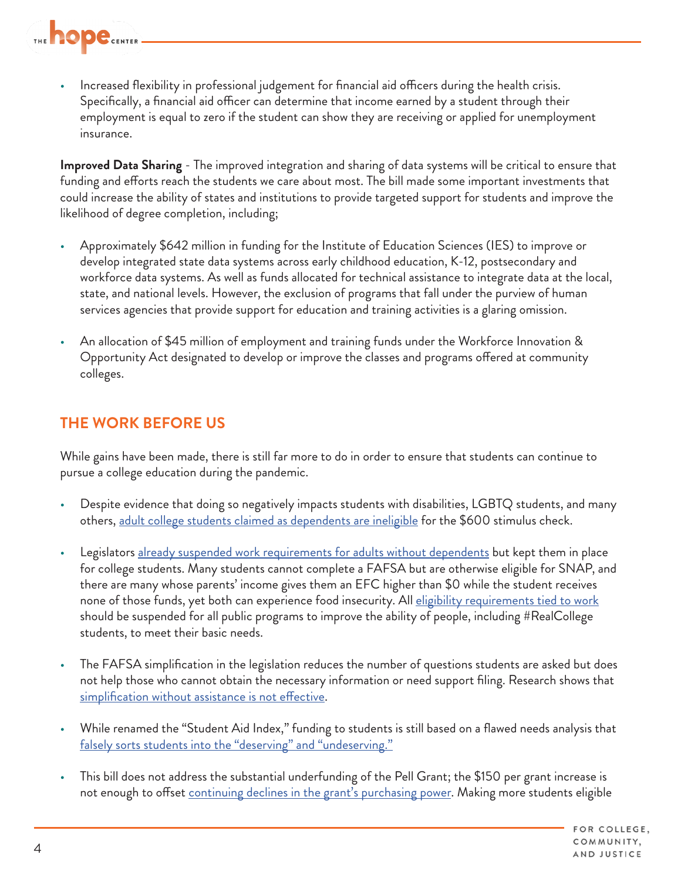- Increased flexibility in professional judgement for financial aid officers during the health crisis. Specifically, a financial aid officer can determine that income earned by a student through their employment is equal to zero if the student can show they are receiving or applied for unemployment insurance.

**Improved Data Sharing** - The improved integration and sharing of data systems will be critical to ensure that funding and efforts reach the students we care about most. The bill made some important investments that could increase the ability of states and institutions to provide targeted support for students and improve the likelihood of degree completion, including;

- Approximately $642 million in funding for the Institute of Education Sciences (IES) to improve or develop integrated state data systems across early childhood education, K-12, postsecondary and workforce data systems. As well as funds allocated for technical assistance to integrate data at the local, state, and national levels. However, the exclusion of programs that fall under the purview of human services agencies that provide support for education and training activities is a glaring omission.

- An allocation of $45 million of employment and training funds under the Workforce Innovation & Opportunity Act designated to develop or improve the classes and programs offered at community colleges.

## THE WORK BEFORE US

While gains have been made, there is still far more to do in order to ensure that students can continue to pursue a college education during the pandemic.

- Despite evidence that doing so negatively impacts students with disabilities, LGBTQ students, and many others, adult college students claimed as dependents are ineligible for the $600 stimulus check.

- Legislators already suspended work requirements for adults without dependents but kept them in place for college students. Many students cannot complete a FAFSA but are otherwise eligible for SNAP, and there are many whose parents' income gives them an EFC higher than $0 while the student receives none of those funds, yet both can experience food insecurity. All eligibility requirements tied to work should be suspended for all public programs to improve the ability of people, including #RealCollege students, to meet their basic needs.

- The FAFSA simplification in the legislation reduces the number of questions students are asked but does not help those who cannot obtain the necessary information or need support filing. Research shows that simplification without assistance is not effective.

- While renamed the "Student Aid Index," funding to students is still based on a flawed needs analysis that falsely sorts students into the "deserving" and "undeserving."

- This bill does not address the substantial underfunding of the Pell Grant; the $150 per grant increase is not enough to offset continuing declines in the grant's purchasing power. Making more students eligible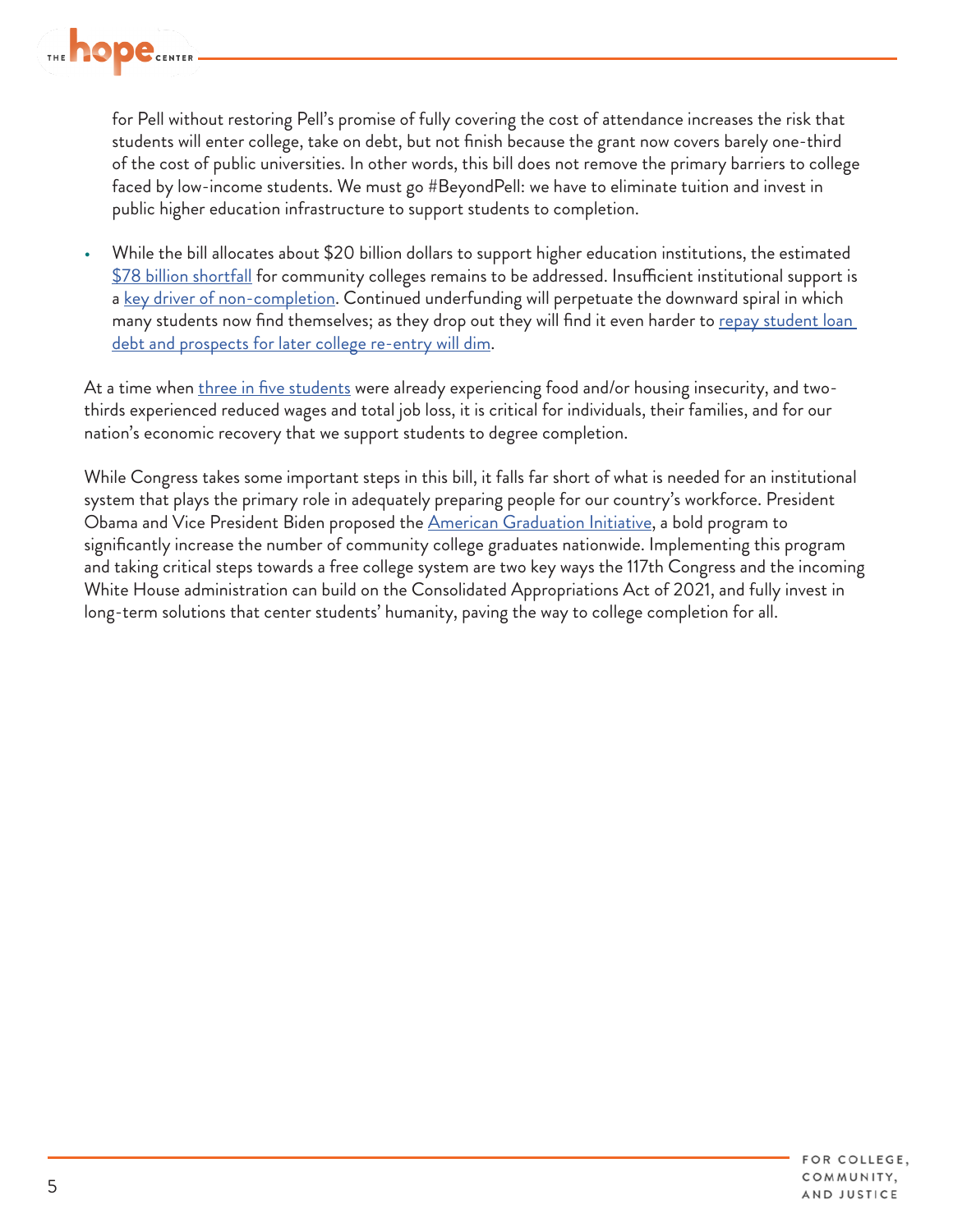for Pell without restoring Pell's promise of fully covering the cost of attendance increases the risk that students will enter college, take on debt, but not finish because the grant now covers barely one-third of the cost of public universities. In other words, this bill does not remove the primary barriers to college faced by low-income students. We must go #BeyondPell: we have to eliminate tuition and invest in public higher education infrastructure to support students to completion.

- While the bill allocates about $20 billion dollars to support higher education institutions, the estimated $78 billion shortfall for community colleges remains to be addressed. Insufficient institutional support is a key driver of non-completion. Continued underfunding will perpetuate the downward spiral in which many students now find themselves; as they drop out they will find it even harder to repay student loan debt and prospects for later college re-entry will dim.

At a time when three in five students were already experiencing food and/or housing insecurity, and two-thirds experienced reduced wages and total job loss, it is critical for individuals, their families, and for our nation's economic recovery that we support students to degree completion.

While Congress takes some important steps in this bill, it falls far short of what is needed for an institutional system that plays the primary role in adequately preparing people for our country's workforce. President Obama and Vice President Biden proposed the American Graduation Initiative, a bold program to significantly increase the number of community college graduates nationwide. Implementing this program and taking critical steps towards a free college system are two key ways the 117th Congress and the incoming White House administration can build on the Consolidated Appropriations Act of 2021, and fully invest in long-term solutions that center students' humanity, paving the way to college completion for all.